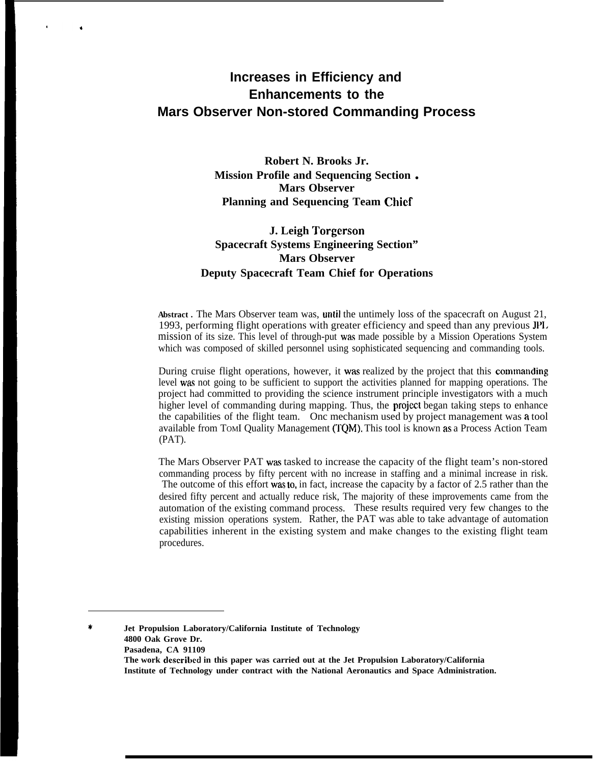# Increases in Efficiency and Enhancements to the Mars Observer Non-stored Commanding Process

**Robert N. Brooks Jr.**
**Mission Profile and Sequencing Section** *
**Mars Observer**
**Planning and Sequencing Team Chief**

**J. Leigh Torgerson**
**Spacecraft Systems Engineering Section**"
**Mars Observer**
**Deputy Spacecraft Team Chief for Operations**

**Abstract .** The Mars Observer team was, until the untimely loss of the spacecraft on August 21, 1993, performing flight operations with greater efficiency and speed than any previous JPL mission of its size. This level of through-put was made possible by a Mission Operations System which was composed of skilled personnel using sophisticated sequencing and commanding tools.

During cruise flight operations, however, it was realized by the project that this commanding level was not going to be sufficient to support the activities planned for mapping operations. The project had committed to providing the science instrument principle investigators with a much higher level of commanding during mapping. Thus, the project began taking steps to enhance the capabilities of the flight team. Onc mechanism used by project management was a tool available from TOMI Quality Management (TQM). This tool is known as a Process Action Team (PAT).

The Mars Observer PAT was tasked to increase the capacity of the flight team's non-stored commanding process by fifty percent with no increase in staffing and a minimal increase in risk. The outcome of this effort was to, in fact, increase the capacity by a factor of 2.5 rather than the desired fifty percent and actually reduce risk, The majority of these improvements came from the automation of the existing command process. These results required very few changes to the existing mission operations system. Rather, the PAT was able to take advantage of automation capabilities inherent in the existing system and make changes to the existing flight team procedures.

---

\* **Jet Propulsion Laboratory/California Institute of Technology**
**4800 Oak Grove Dr.**
**Pasadena, CA 91109**
**The work described in this paper was carried out at the Jet Propulsion Laboratory/California Institute of Technology under contract with the National Aeronautics and Space Administration.**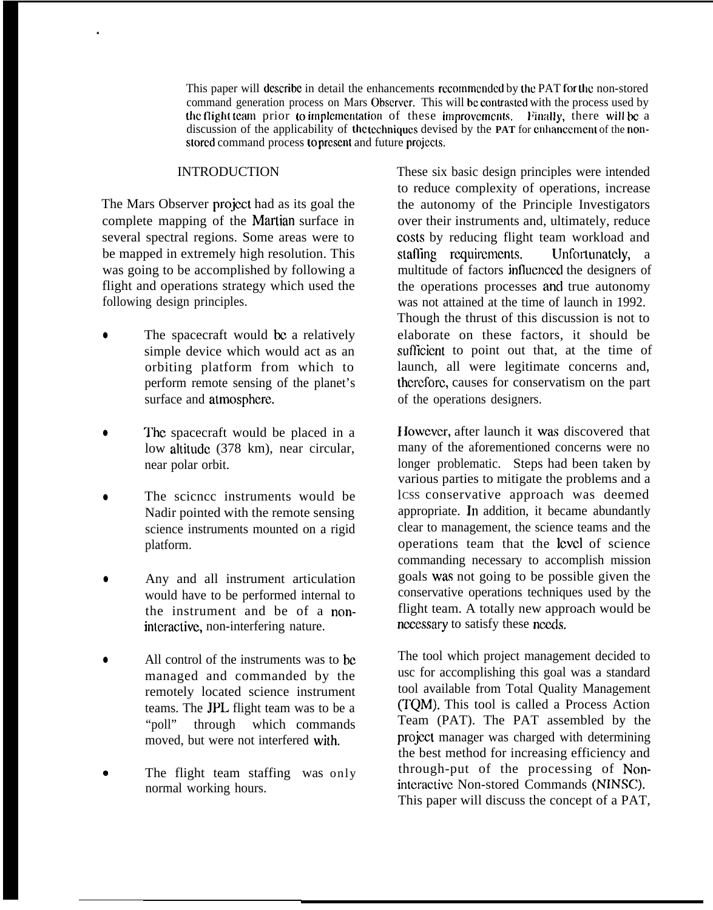This paper will describe in detail the enhancements recommended by the PAT for the non-stored command generation process on Mars Observer. This will be contrasted with the process used by the flight team prior to implementation of these improvements. Finally, there will be a discussion of the applicability of the techniques devised by the PAT for enhancement of the non-stored command process to present and future projects.

## INTRODUCTION

The Mars Observer project had as its goal the complete mapping of the Martian surface in several spectral regions. Some areas were to be mapped in extremely high resolution. This was going to be accomplished by following a flight and operations strategy which used the following design principles.

- The spacecraft would be a relatively simple device which would act as an orbiting platform from which to perform remote sensing of the planet's surface and atmosphere.
- The spacecraft would be placed in a low altitude (378 km), near circular, near polar orbit.
- The science instruments would be Nadir pointed with the remote sensing science instruments mounted on a rigid platform.
- Any and all instrument articulation would have to be performed internal to the instrument and be of a non-interactive, non-interfering nature.
- All control of the instruments was to be managed and commanded by the remotely located science instrument teams. The JPL flight team was to be a "poll" through which commands moved, but were not interfered with.
- The flight team staffing was only normal working hours.

These six basic design principles were intended to reduce complexity of operations, increase the autonomy of the Principle Investigators over their instruments and, ultimately, reduce costs by reducing flight team workload and staffing requirements. Unfortunately, a multitude of factors influenced the designers of the operations processes and true autonomy was not attained at the time of launch in 1992. Though the thrust of this discussion is not to elaborate on these factors, it should be sufficient to point out that, at the time of launch, all were legitimate concerns and, therefore, causes for conservatism on the part of the operations designers.

However, after launch it was discovered that many of the aforementioned concerns were no longer problematic. Steps had been taken by various parties to mitigate the problems and a less conservative approach was deemed appropriate. In addition, it became abundantly clear to management, the science teams and the operations team that the level of science commanding necessary to accomplish mission goals was not going to be possible given the conservative operations techniques used by the flight team. A totally new approach would be necessary to satisfy these needs.

The tool which project management decided to use for accomplishing this goal was a standard tool available from Total Quality Management (TQM). This tool is called a Process Action Team (PAT). The PAT assembled by the project manager was charged with determining the best method for increasing efficiency and through-put of the processing of Non-interactive Non-stored Commands (NINSC). This paper will discuss the concept of a PAT,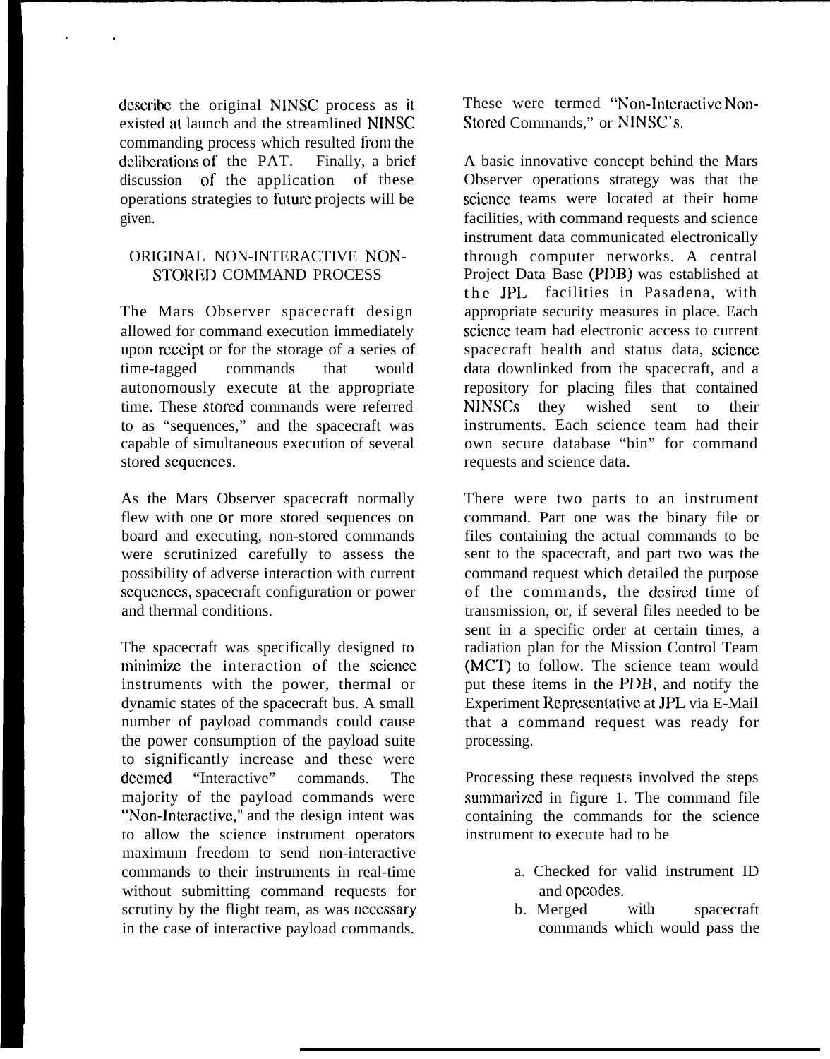describe the original NINSC process as it existed at launch and the streamlined NINSC commanding process which resulted from the deliberations of the PAT. Finally, a brief discussion of the application of these operations strategies to future projects will be given.

## ORIGINAL NON-INTERACTIVE NON-STORED COMMAND PROCESS

The Mars Observer spacecraft design allowed for command execution immediately upon receipt or for the storage of a series of time-tagged commands that would autonomously execute at the appropriate time. These stored commands were referred to as "sequences," and the spacecraft was capable of simultaneous execution of several stored sequences.

As the Mars Observer spacecraft normally flew with one or more stored sequences on board and executing, non-stored commands were scrutinized carefully to assess the possibility of adverse interaction with current sequences, spacecraft configuration or power and thermal conditions.

The spacecraft was specifically designed to minimize the interaction of the science instruments with the power, thermal or dynamic states of the spacecraft bus. A small number of payload commands could cause the power consumption of the payload suite to significantly increase and these were deemed "Interactive" commands. The majority of the payload commands were "Non-Interactive," and the design intent was to allow the science instrument operators maximum freedom to send non-interactive commands to their instruments in real-time without submitting command requests for scrutiny by the flight team, as was necessary in the case of interactive payload commands. These were termed "Non-Interactive Non-Stored Commands," or NINSC's.

A basic innovative concept behind the Mars Observer operations strategy was that the science teams were located at their home facilities, with command requests and science instrument data communicated electronically through computer networks. A central Project Data Base (PDB) was established at the JPL facilities in Pasadena, with appropriate security measures in place. Each science team had electronic access to current spacecraft health and status data, science data downlinked from the spacecraft, and a repository for placing files that contained NINSCs they wished sent to their instruments. Each science team had their own secure database "bin" for command requests and science data.

There were two parts to an instrument command. Part one was the binary file or files containing the actual commands to be sent to the spacecraft, and part two was the command request which detailed the purpose of the commands, the desired time of transmission, or, if several files needed to be sent in a specific order at certain times, a radiation plan for the Mission Control Team (MCT) to follow. The science team would put these items in the PDB, and notify the Experiment Representative at JPL via E-Mail that a command request was ready for processing.

Processing these requests involved the steps summarized in figure 1. The command file containing the commands for the science instrument to execute had to be

a. Checked for valid instrument ID and opcodes.
b. Merged with spacecraft commands which would pass the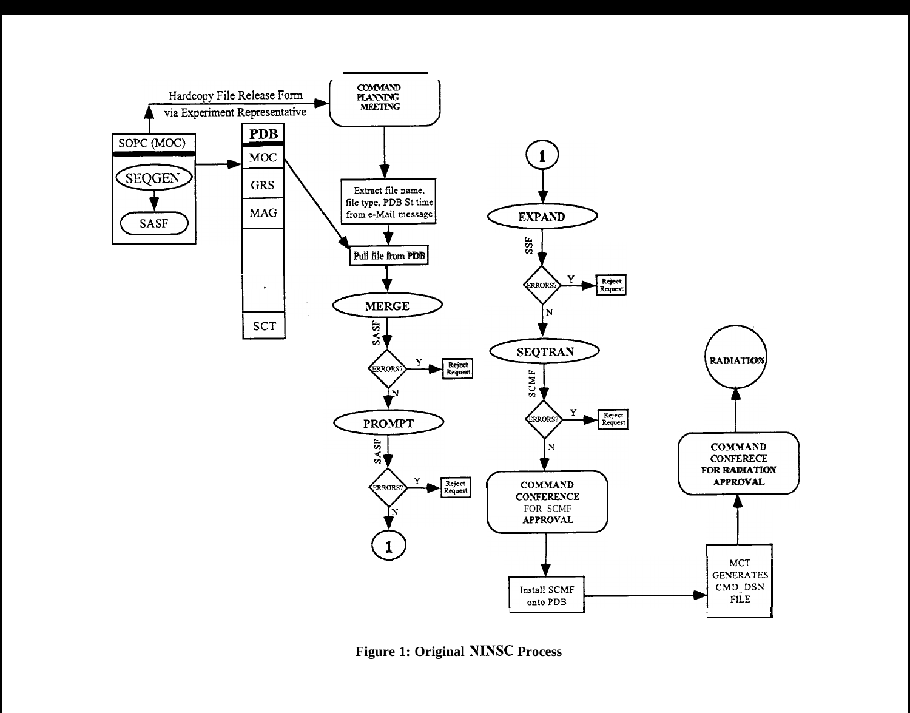**Figure 1: Original NINSC Process**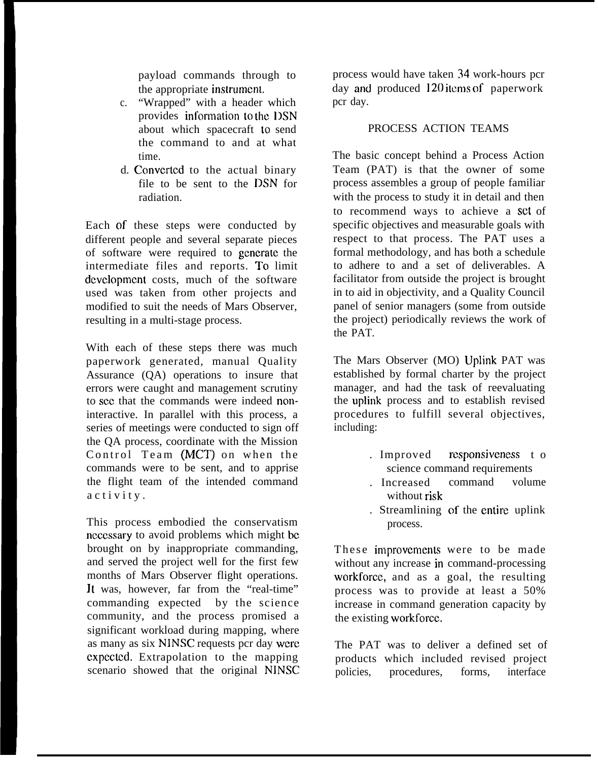payload commands through to the appropriate instrument.

c. "Wrapped" with a header which provides information to the DSN about which spacecraft to send the command to and at what time.
d. Converted to the actual binary file to be sent to the DSN for radiation.

Each of these steps were conducted by different people and several separate pieces of software were required to generate the intermediate files and reports. To limit development costs, much of the software used was taken from other projects and modified to suit the needs of Mars Observer, resulting in a multi-stage process.

With each of these steps there was much paperwork generated, manual Quality Assurance (QA) operations to insure that errors were caught and management scrutiny to see that the commands were indeed non-interactive. In parallel with this process, a series of meetings were conducted to sign off the QA process, coordinate with the Mission Control Team (MCT) on when the commands were to be sent, and to apprise the flight team of the intended command activity.

This process embodied the conservatism necessary to avoid problems which might be brought on by inappropriate commanding, and served the project well for the first few months of Mars Observer flight operations. It was, however, far from the "real-time" commanding expected by the science community, and the process promised a significant workload during mapping, where as many as six NINSC requests per day were expected. Extrapolation to the mapping scenario showed that the original NINSC process would have taken 34 work-hours per day and produced 120 items of paperwork per day.

## PROCESS ACTION TEAMS

The basic concept behind a Process Action Team (PAT) is that the owner of some process assembles a group of people familiar with the process to study it in detail and then to recommend ways to achieve a set of specific objectives and measurable goals with respect to that process. The PAT uses a formal methodology, and has both a schedule to adhere to and a set of deliverables. A facilitator from outside the project is brought in to aid in objectivity, and a Quality Council panel of senior managers (some from outside the project) periodically reviews the work of the PAT.

The Mars Observer (MO) Uplink PAT was established by formal charter by the project manager, and had the task of reevaluating the uplink process and to establish revised procedures to fulfill several objectives, including:

- Improved responsiveness to science command requirements
- Increased command volume without risk
- Streamlining of the entire uplink process.

These improvements were to be made without any increase in command-processing workforce, and as a goal, the resulting process was to provide at least a 50% increase in command generation capacity by the existing workforce.

The PAT was to deliver a defined set of products which included revised project policies, procedures, forms, interface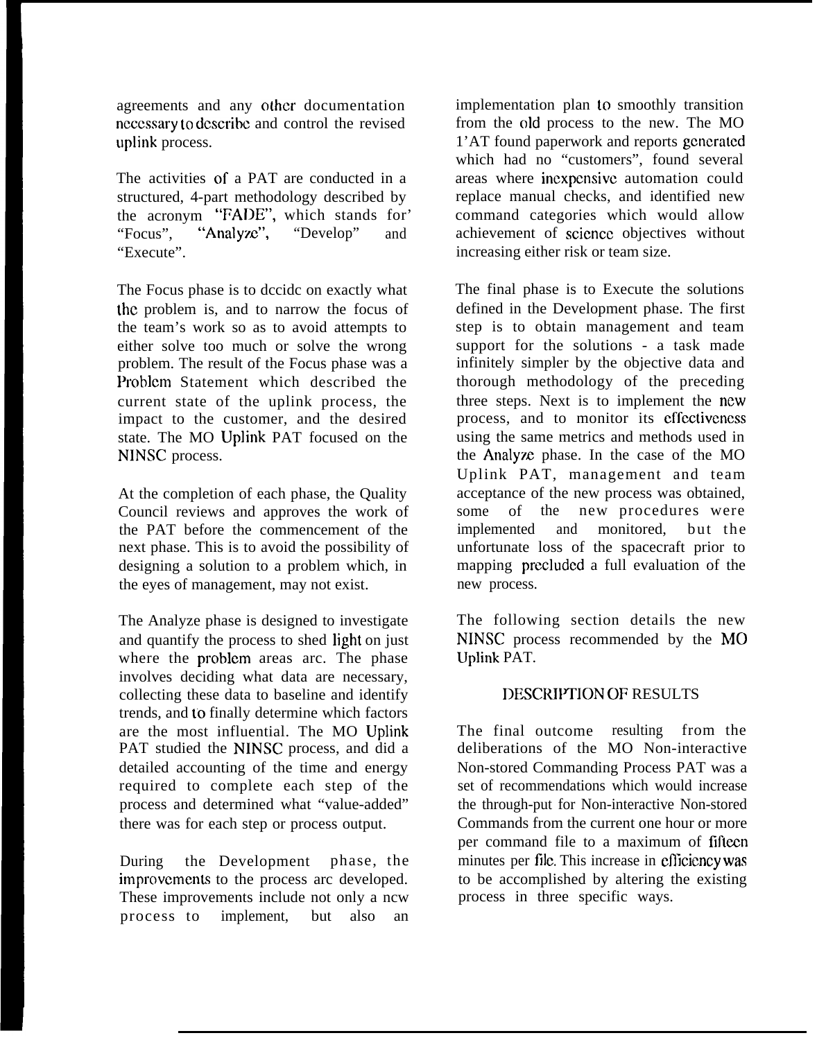agreements and any other documentation necessary to describe and control the revised uplink process.

The activities of a PAT are conducted in a structured, 4-part methodology described by the acronym "FADE", which stands for' "Focus", "Analyze", "Develop" and "Execute".

The Focus phase is to decide on exactly what the problem is, and to narrow the focus of the team's work so as to avoid attempts to either solve too much or solve the wrong problem. The result of the Focus phase was a Problem Statement which described the current state of the uplink process, the impact to the customer, and the desired state. The MO Uplink PAT focused on the NINSC process.

At the completion of each phase, the Quality Council reviews and approves the work of the PAT before the commencement of the next phase. This is to avoid the possibility of designing a solution to a problem which, in the eyes of management, may not exist.

The Analyze phase is designed to investigate and quantify the process to shed light on just where the problem areas are. The phase involves deciding what data are necessary, collecting these data to baseline and identify trends, and to finally determine which factors are the most influential. The MO Uplink PAT studied the NINSC process, and did a detailed accounting of the time and energy required to complete each step of the process and determined what "value-added" there was for each step or process output.

During the Development phase, the improvements to the process are developed. These improvements include not only a new process to implement, but also an implementation plan to smoothly transition from the old process to the new. The MO 1'AT found paperwork and reports generated which had no "customers", found several areas where inexpensive automation could replace manual checks, and identified new command categories which would allow achievement of science objectives without increasing either risk or team size.

The final phase is to Execute the solutions defined in the Development phase. The first step is to obtain management and team support for the solutions - a task made infinitely simpler by the objective data and thorough methodology of the preceding three steps. Next is to implement the new process, and to monitor its effectiveness using the same metrics and methods used in the Analyze phase. In the case of the MO Uplink PAT, management and team acceptance of the new process was obtained, some of the new procedures were implemented and monitored, but the unfortunate loss of the spacecraft prior to mapping precluded a full evaluation of the new process.

The following section details the new NINSC process recommended by the MO Uplink PAT.

## DESCRIPTION OF RESULTS

The final outcome resulting from the deliberations of the MO Non-interactive Non-stored Commanding Process PAT was a set of recommendations which would increase the through-put for Non-interactive Non-stored Commands from the current one hour or more per command file to a maximum of fifteen minutes per file. This increase in efficiency was to be accomplished by altering the existing process in three specific ways.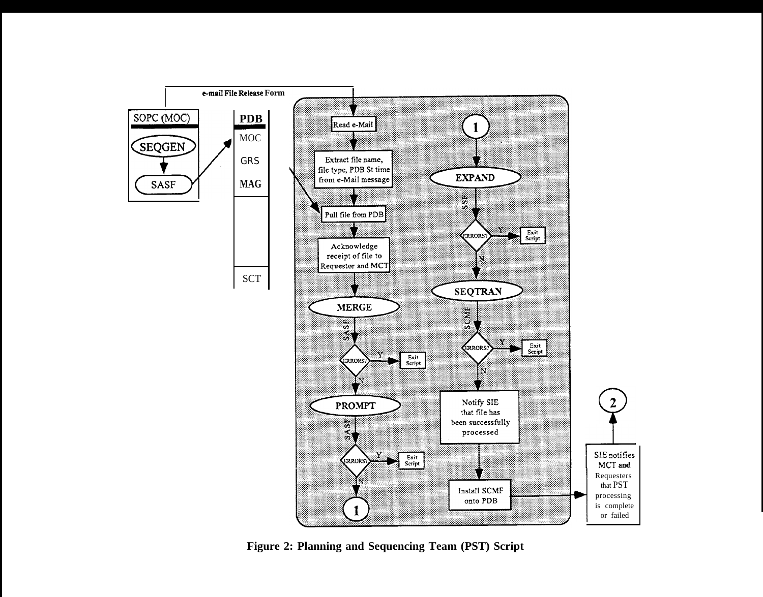Figure 2: Planning and Sequencing Team (PST) Script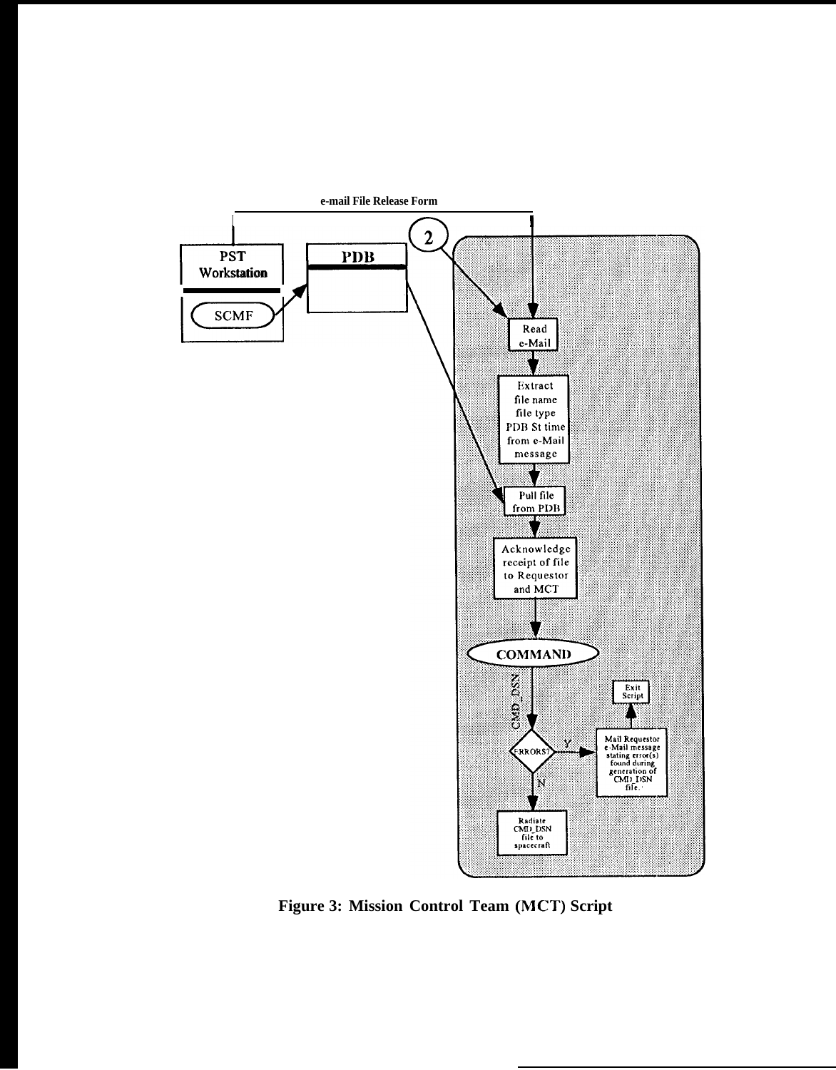e-mail File Release Form

PST Workstation

SCMF

PDB

2

Read e-Mail

Extract file name file type PDB St time from e-Mail message

Pull file from PDB

Acknowledge receipt of file to Requestor and MCT

COMMAND

CMD_DSN

ERRORS?

Y

Mail Requestor e-Mail message stating error(s) found during generation of CMD_DSN file.

Exit Script

N

Radiate CMD_DSN file to spacecraft

**Figure 3: Mission Control Team (MCT) Script**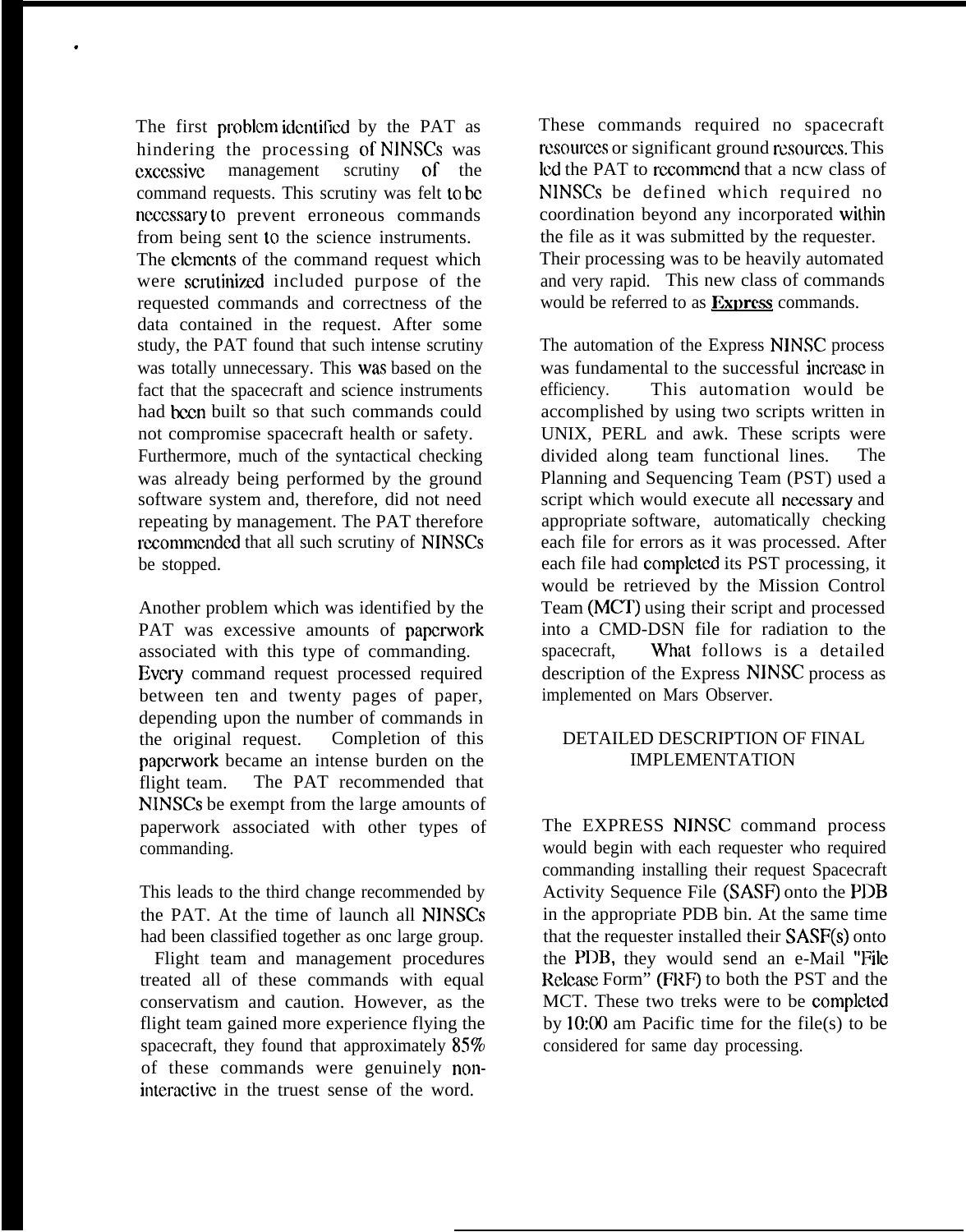The first problem identified by the PAT as hindering the processing of NINSCs was excessive management scrutiny of the command requests. This scrutiny was felt to be necessary to prevent erroneous commands from being sent to the science instruments. The elements of the command request which were scrutinized included purpose of the requested commands and correctness of the data contained in the request. After some study, the PAT found that such intense scrutiny was totally unnecessary. This was based on the fact that the spacecraft and science instruments had been built so that such commands could not compromise spacecraft health or safety. Furthermore, much of the syntactical checking was already being performed by the ground software system and, therefore, did not need repeating by management. The PAT therefore recommended that all such scrutiny of NINSCs be stopped.

Another problem which was identified by the PAT was excessive amounts of paperwork associated with this type of commanding. Every command request processed required between ten and twenty pages of paper, depending upon the number of commands in the original request. Completion of this paperwork became an intense burden on the flight team. The PAT recommended that NINSCs be exempt from the large amounts of paperwork associated with other types of commanding.

This leads to the third change recommended by the PAT. At the time of launch all NINSCs had been classified together as one large group. Flight team and management procedures treated all of these commands with equal conservatism and caution. However, as the flight team gained more experience flying the spacecraft, they found that approximately 85% of these commands were genuinely non-interactive in the truest sense of the word. These commands required no spacecraft resources or significant ground resources. This led the PAT to recommend that a new class of NINSCs be defined which required no coordination beyond any incorporated within the file as it was submitted by the requester. Their processing was to be heavily automated and very rapid. This new class of commands would be referred to as **Express** commands.

The automation of the Express NINSC process was fundamental to the successful increase in efficiency. This automation would be accomplished by using two scripts written in UNIX, PERL and awk. These scripts were divided along team functional lines. The Planning and Sequencing Team (PST) used a script which would execute all necessary and appropriate software, automatically checking each file for errors as it was processed. After each file had completed its PST processing, it would be retrieved by the Mission Control Team (MCT) using their script and processed into a CMD-DSN file for radiation to the spacecraft, What follows is a detailed description of the Express NINSC process as implemented on Mars Observer.

## DETAILED DESCRIPTION OF FINAL IMPLEMENTATION

The EXPRESS NINSC command process would begin with each requester who required commanding installing their request Spacecraft Activity Sequence File (SASF) onto the PDB in the appropriate PDB bin. At the same time that the requester installed their SASF(s) onto the PDB, they would send an e-Mail "File Release Form" (FRF) to both the PST and the MCT. These two treks were to be completed by 10:00 am Pacific time for the file(s) to be considered for same day processing.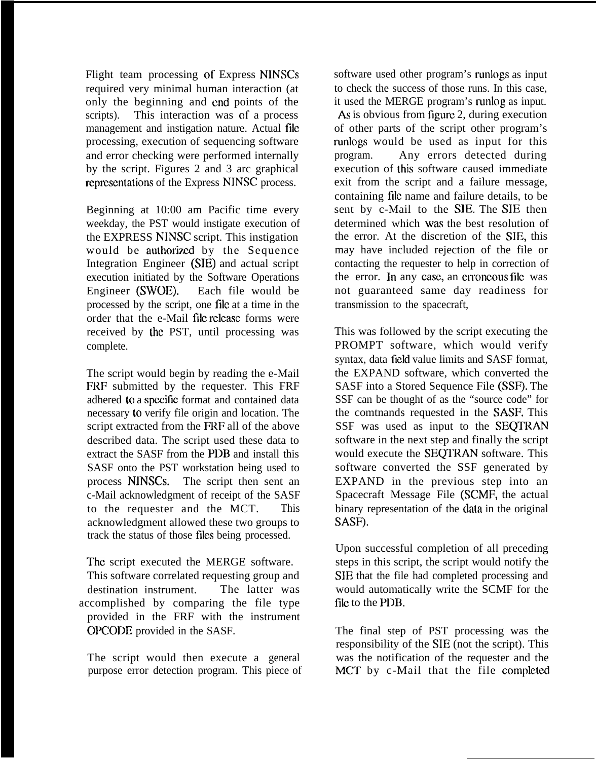Flight team processing of Express NINSCs required very minimal human interaction (at only the beginning and end points of the scripts). This interaction was of a process management and instigation nature. Actual file processing, execution of sequencing software and error checking were performed internally by the script. Figures 2 and 3 are graphical representations of the Express NINSC process.

Beginning at 10:00 am Pacific time every weekday, the PST would instigate execution of the EXPRESS NINSC script. This instigation would be authorized by the Sequence Integration Engineer (SIE) and actual script execution initiated by the Software Operations Engineer (SWOE). Each file would be processed by the script, one file at a time in the order that the e-Mail file release forms were received by the PST, until processing was complete.

The script would begin by reading the e-Mail FRF submitted by the requester. This FRF adhered to a specific format and contained data necessary to verify file origin and location. The script extracted from the FRF all of the above described data. The script used these data to extract the SASF from the PDB and install this SASF onto the PST workstation being used to process NINSCs. The script then sent an c-Mail acknowledgment of receipt of the SASF to the requester and the MCT. This acknowledgment allowed these two groups to track the status of those files being processed.

The script executed the MERGE software. This software correlated requesting group and destination instrument. The latter was accomplished by comparing the file type provided in the FRF with the instrument OPCODE provided in the SASF.

The script would then execute a general purpose error detection program. This piece of software used other program's runlogs as input to check the success of those runs. In this case, it used the MERGE program's runlog as input. As is obvious from figure 2, during execution of other parts of the script other program's runlogs would be used as input for this program. Any errors detected during execution of this software caused immediate exit from the script and a failure message, containing file name and failure details, to be sent by c-Mail to the SIE. The SIE then determined which was the best resolution of the error. At the discretion of the SIE, this may have included rejection of the file or contacting the requester to help in correction of the error. In any case, an erroneous file was not guaranteed same day readiness for transmission to the spacecraft,

This was followed by the script executing the PROMPT software, which would verify syntax, data field value limits and SASF format, the EXPAND software, which converted the SASF into a Stored Sequence File (SSF). The SSF can be thought of as the "source code" for the commands requested in the SASF. This SSF was used as input to the SEQTRAN software in the next step and finally the script would execute the SEQTRAN software. This software converted the SSF generated by EXPAND in the previous step into an Spacecraft Message File (SCMF, the actual binary representation of the data in the original SASF).

Upon successful completion of all preceding steps in this script, the script would notify the SIE that the file had completed processing and would automatically write the SCMF for the file to the PDB.

The final step of PST processing was the responsibility of the SIE (not the script). This was the notification of the requester and the MCT by c-Mail that the file completed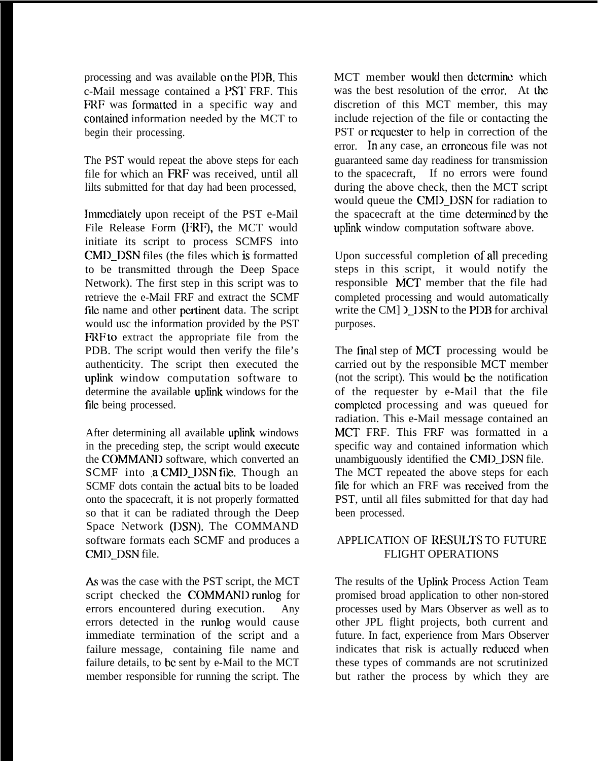processing and was available on the PDB. This e-Mail message contained a PST FRF. This FRF was formatted in a specific way and contained information needed by the MCT to begin their processing.

The PST would repeat the above steps for each file for which an FRF was received, until all lilts submitted for that day had been processed,

Immediately upon receipt of the PST e-Mail File Release Form (FRF), the MCT would initiate its script to process SCMFS into CMD_DSN files (the files which is formatted to be transmitted through the Deep Space Network). The first step in this script was to retrieve the e-Mail FRF and extract the SCMF file name and other pertinent data. The script would use the information provided by the PST FRF to extract the appropriate file from the PDB. The script would then verify the file's authenticity. The script then executed the uplink window computation software to determine the available uplink windows for the file being processed.

After determining all available uplink windows in the preceding step, the script would execute the COMMAND software, which converted an SCMF into a CMD_DSN file. Though an SCMF dots contain the actual bits to be loaded onto the spacecraft, it is not properly formatted so that it can be radiated through the Deep Space Network (DSN). The COMMAND software formats each SCMF and produces a CMD_DSN file.

As was the case with the PST script, the MCT script checked the COMMAND runlog for errors encountered during execution. Any errors detected in the runlog would cause immediate termination of the script and a failure message, containing file name and failure details, to be sent by e-Mail to the MCT member responsible for running the script. The MCT member would then determine which was the best resolution of the error. At the discretion of this MCT member, this may include rejection of the file or contacting the PST or requester to help in correction of the error. In any case, an erroneous file was not guaranteed same day readiness for transmission to the spacecraft, If no errors were found during the above check, then the MCT script would queue the CMD_DSN for radiation to the spacecraft at the time determined by the uplink window computation software above.

Upon successful completion of all preceding steps in this script, it would notify the responsible MCT member that the file had completed processing and would automatically write the CMD_DSN to the PDB for archival purposes.

The final step of MCT processing would be carried out by the responsible MCT member (not the script). This would be the notification of the requester by e-Mail that the file completed processing and was queued for radiation. This e-Mail message contained an MCT FRF. This FRF was formatted in a specific way and contained information which unambiguously identified the CMD_DSN file. The MCT repeated the above steps for each file for which an FRF was received from the PST, until all files submitted for that day had been processed.

## APPLICATION OF RESULTS TO FUTURE FLIGHT OPERATIONS

The results of the Uplink Process Action Team promised broad application to other non-stored processes used by Mars Observer as well as to other JPL flight projects, both current and future. In fact, experience from Mars Observer indicates that risk is actually reduced when these types of commands are not scrutinized but rather the process by which they are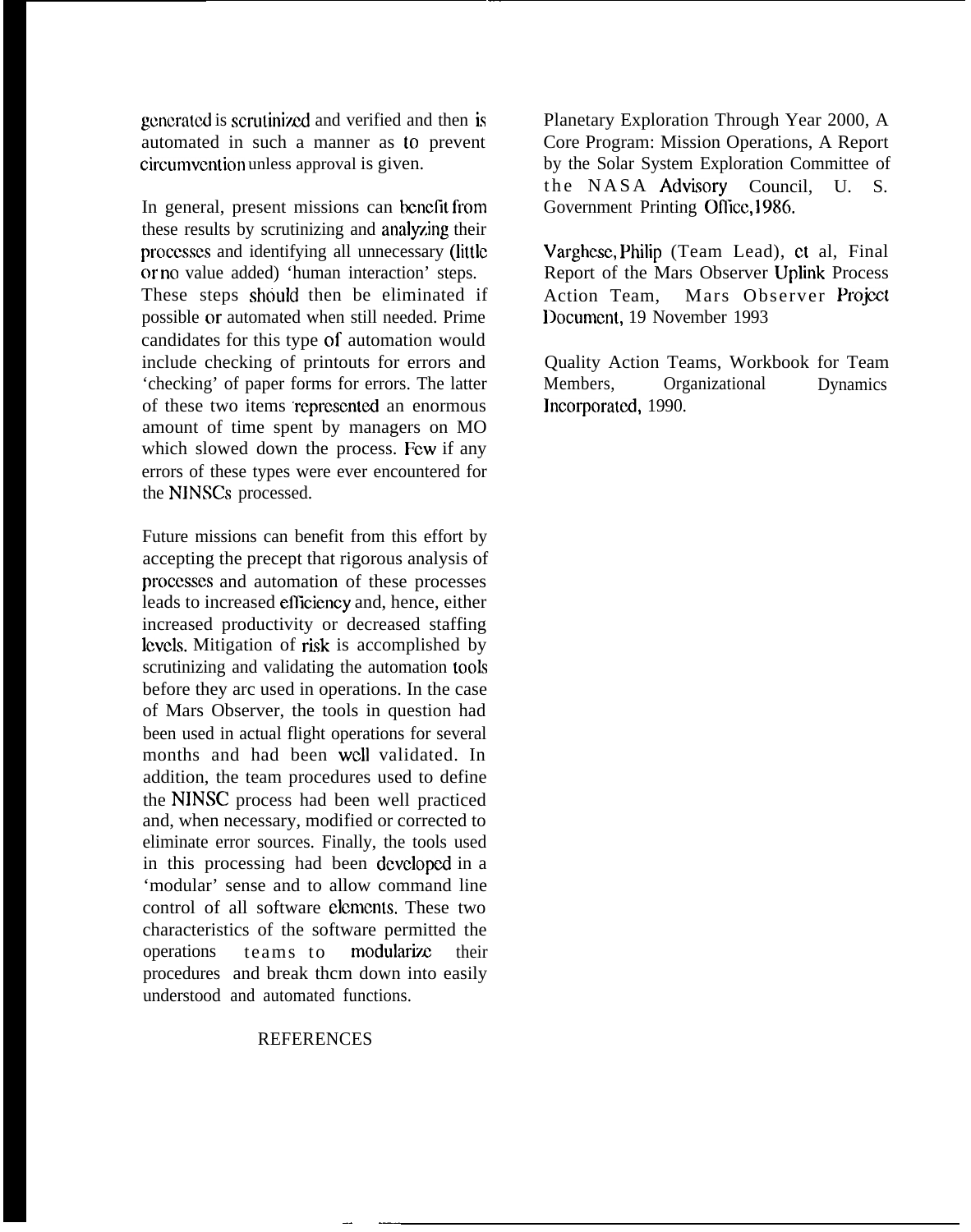generated is scrutinized and verified and then is automated in such a manner as to prevent circumvention unless approval is given.

In general, present missions can benefit from these results by scrutinizing and analyzing their processes and identifying all unnecessary (little or no value added) 'human interaction' steps. These steps should then be eliminated if possible or automated when still needed. Prime candidates for this type of automation would include checking of printouts for errors and 'checking' of paper forms for errors. The latter of these two items represented an enormous amount of time spent by managers on MO which slowed down the process. Few if any errors of these types were ever encountered for the NINSCs processed.

Future missions can benefit from this effort by accepting the precept that rigorous analysis of processes and automation of these processes leads to increased efficiency and, hence, either increased productivity or decreased staffing levels. Mitigation of risk is accomplished by scrutinizing and validating the automation tools before they are used in operations. In the case of Mars Observer, the tools in question had been used in actual flight operations for several months and had been well validated. In addition, the team procedures used to define the NINSC process had been well practiced and, when necessary, modified or corrected to eliminate error sources. Finally, the tools used in this processing had been developed in a 'modular' sense and to allow command line control of all software elements. These two characteristics of the software permitted the operations teams to modularize their procedures and break them down into easily understood and automated functions.

## REFERENCES

Planetary Exploration Through Year 2000, A Core Program: Mission Operations, A Report by the Solar System Exploration Committee of the NASA Advisory Council, U. S. Government Printing Office, 1986.

Varghese, Philip (Team Lead), et al, Final Report of the Mars Observer Uplink Process Action Team, Mars Observer Project Document, 19 November 1993

Quality Action Teams, Workbook for Team Members, Organizational Dynamics Incorporated, 1990.